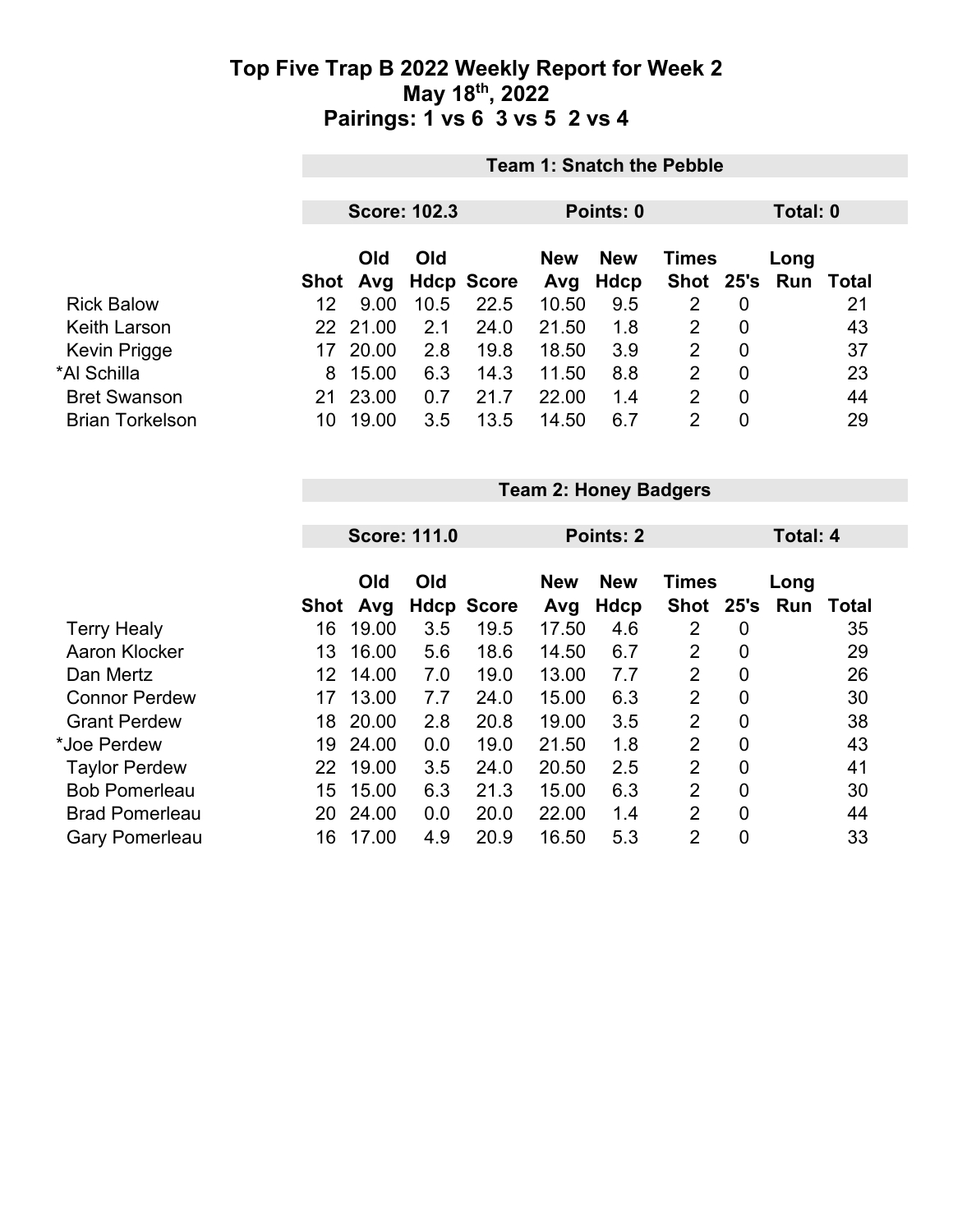# Top Five Trap B 2022 Weekly Report for Week 2
## May 18th, 2022
## Pairings: 1 vs 6 3 vs 5 2 vs 4

### Team 1: Snatch the Pebble

**Score: 102.3** | **Points: 0** | **Total: 0**

| | Shot | Old Avg | Old Hdcp | Score | New Avg | New Hdcp | Times Shot | 25's | Long Run | Total |
|---|---|---|---|---|---|---|---|---|---|---|
| Rick Balow | 12 | 9.00 | 10.5 | 22.5 | 10.50 | 9.5 | 2 | 0 | | 21 |
| Keith Larson | 22 | 21.00 | 2.1 | 24.0 | 21.50 | 1.8 | 2 | 0 | | 43 |
| Kevin Prigge | 17 | 20.00 | 2.8 | 19.8 | 18.50 | 3.9 | 2 | 0 | | 37 |
| *Al Schilla | 8 | 15.00 | 6.3 | 14.3 | 11.50 | 8.8 | 2 | 0 | | 23 |
| Bret Swanson | 21 | 23.00 | 0.7 | 21.7 | 22.00 | 1.4 | 2 | 0 | | 44 |
| Brian Torkelson | 10 | 19.00 | 3.5 | 13.5 | 14.50 | 6.7 | 2 | 0 | | 29 |

### Team 2: Honey Badgers

**Score: 111.0** | **Points: 2** | **Total: 4**

| | Shot | Old Avg | Old Hdcp | Score | New Avg | New Hdcp | Times Shot | 25's | Long Run | Total |
|---|---|---|---|---|---|---|---|---|---|---|
| Terry Healy | 16 | 19.00 | 3.5 | 19.5 | 17.50 | 4.6 | 2 | 0 | | 35 |
| Aaron Klocker | 13 | 16.00 | 5.6 | 18.6 | 14.50 | 6.7 | 2 | 0 | | 29 |
| Dan Mertz | 12 | 14.00 | 7.0 | 19.0 | 13.00 | 7.7 | 2 | 0 | | 26 |
| Connor Perdew | 17 | 13.00 | 7.7 | 24.0 | 15.00 | 6.3 | 2 | 0 | | 30 |
| Grant Perdew | 18 | 20.00 | 2.8 | 20.8 | 19.00 | 3.5 | 2 | 0 | | 38 |
| *Joe Perdew | 19 | 24.00 | 0.0 | 19.0 | 21.50 | 1.8 | 2 | 0 | | 43 |
| Taylor Perdew | 22 | 19.00 | 3.5 | 24.0 | 20.50 | 2.5 | 2 | 0 | | 41 |
| Bob Pomerleau | 15 | 15.00 | 6.3 | 21.3 | 15.00 | 6.3 | 2 | 0 | | 30 |
| Brad Pomerleau | 20 | 24.00 | 0.0 | 20.0 | 22.00 | 1.4 | 2 | 0 | | 44 |
| Gary Pomerleau | 16 | 17.00 | 4.9 | 20.9 | 16.50 | 5.3 | 2 | 0 | | 33 |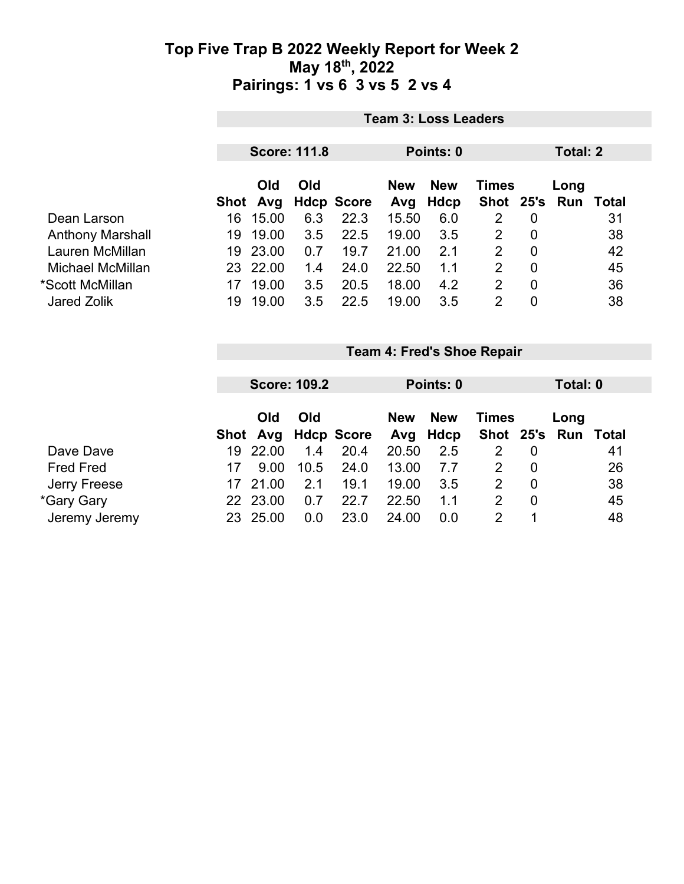# Top Five Trap B 2022 Weekly Report for Week 2
## May 18th, 2022
## Pairings: 1 vs 6 3 vs 5 2 vs 4

### Team 3: Loss Leaders

**Score: 111.8** | **Points: 0** | **Total: 2**

| | Shot | Old Avg | Old Hdcp | Score | New Avg | New Hdcp | Times Shot | 25's | Long Run | Total |
|---|---|---|---|---|---|---|---|---|---|---|
| Dean Larson | 16 | 15.00 | 6.3 | 22.3 | 15.50 | 6.0 | 2 | 0 | | 31 |
| Anthony Marshall | 19 | 19.00 | 3.5 | 22.5 | 19.00 | 3.5 | 2 | 0 | | 38 |
| Lauren McMillan | 19 | 23.00 | 0.7 | 19.7 | 21.00 | 2.1 | 2 | 0 | | 42 |
| Michael McMillan | 23 | 22.00 | 1.4 | 24.0 | 22.50 | 1.1 | 2 | 0 | | 45 |
| *Scott McMillan | 17 | 19.00 | 3.5 | 20.5 | 18.00 | 4.2 | 2 | 0 | | 36 |
| Jared Zolik | 19 | 19.00 | 3.5 | 22.5 | 19.00 | 3.5 | 2 | 0 | | 38 |

### Team 4: Fred's Shoe Repair

**Score: 109.2** | **Points: 0** | **Total: 0**

| | Shot | Old Avg | Old Hdcp | Score | New Avg | New Hdcp | Times Shot | 25's | Long Run | Total |
|---|---|---|---|---|---|---|---|---|---|---|
| Dave Dave | 19 | 22.00 | 1.4 | 20.4 | 20.50 | 2.5 | 2 | 0 | | 41 |
| Fred Fred | 17 | 9.00 | 10.5 | 24.0 | 13.00 | 7.7 | 2 | 0 | | 26 |
| Jerry Freese | 17 | 21.00 | 2.1 | 19.1 | 19.00 | 3.5 | 2 | 0 | | 38 |
| *Gary Gary | 22 | 23.00 | 0.7 | 22.7 | 22.50 | 1.1 | 2 | 0 | | 45 |
| Jeremy Jeremy | 23 | 25.00 | 0.0 | 23.0 | 24.00 | 0.0 | 2 | 1 | | 48 |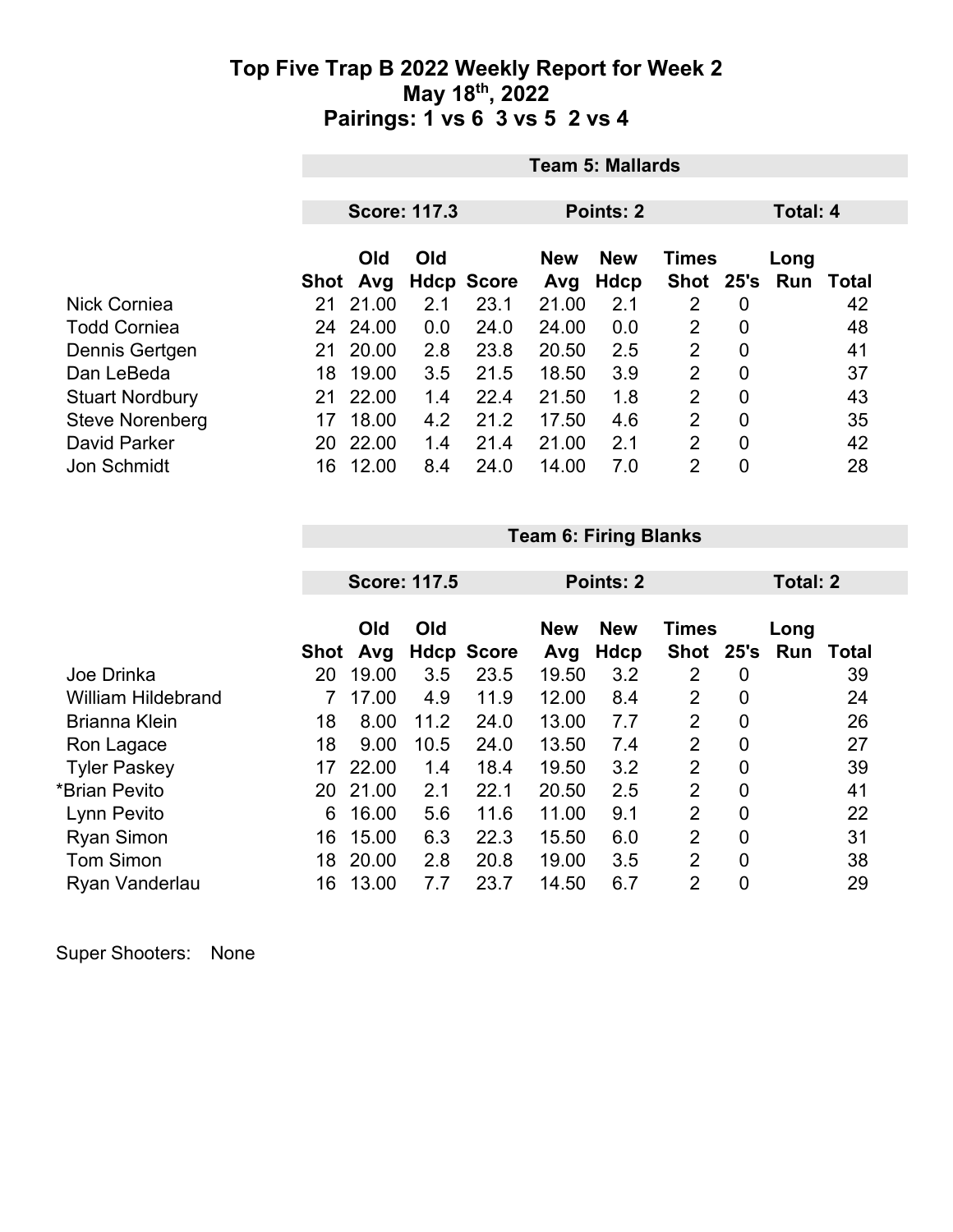# Top Five Trap B 2022 Weekly Report for Week 2

## May 18th, 2022

## Pairings: 1 vs 6 3 vs 5 2 vs 4

| | Team 5: Mallards | | | | | | | | | |
|---|---|---|---|---|---|---|---|---|---|---|
| | Score: 117.3 | | | | Points: 2 | | | Total: 4 | | |
| | Shot | Old Avg | Old Hdcp | Score | New Avg | New Hdcp | Times Shot | 25's | Long Run | Total |
| Nick Corniea | 21 | 21.00 | 2.1 | 23.1 | 21.00 | 2.1 | 2 | 0 | | 42 |
| Todd Corniea | 24 | 24.00 | 0.0 | 24.0 | 24.00 | 0.0 | 2 | 0 | | 48 |
| Dennis Gertgen | 21 | 20.00 | 2.8 | 23.8 | 20.50 | 2.5 | 2 | 0 | | 41 |
| Dan LeBeda | 18 | 19.00 | 3.5 | 21.5 | 18.50 | 3.9 | 2 | 0 | | 37 |
| Stuart Nordbury | 21 | 22.00 | 1.4 | 22.4 | 21.50 | 1.8 | 2 | 0 | | 43 |
| Steve Norenberg | 17 | 18.00 | 4.2 | 21.2 | 17.50 | 4.6 | 2 | 0 | | 35 |
| David Parker | 20 | 22.00 | 1.4 | 21.4 | 21.00 | 2.1 | 2 | 0 | | 42 |
| Jon Schmidt | 16 | 12.00 | 8.4 | 24.0 | 14.00 | 7.0 | 2 | 0 | | 28 |

| | Team 6: Firing Blanks | | | | | | | | | |
|---|---|---|---|---|---|---|---|---|---|---|
| | Score: 117.5 | | | | Points: 2 | | | Total: 2 | | |
| | Shot | Old Avg | Old Hdcp | Score | New Avg | New Hdcp | Times Shot | 25's | Long Run | Total |
| Joe Drinka | 20 | 19.00 | 3.5 | 23.5 | 19.50 | 3.2 | 2 | 0 | | 39 |
| William Hildebrand | 7 | 17.00 | 4.9 | 11.9 | 12.00 | 8.4 | 2 | 0 | | 24 |
| Brianna Klein | 18 | 8.00 | 11.2 | 24.0 | 13.00 | 7.7 | 2 | 0 | | 26 |
| Ron Lagace | 18 | 9.00 | 10.5 | 24.0 | 13.50 | 7.4 | 2 | 0 | | 27 |
| Tyler Paskey | 17 | 22.00 | 1.4 | 18.4 | 19.50 | 3.2 | 2 | 0 | | 39 |
| *Brian Pevito | 20 | 21.00 | 2.1 | 22.1 | 20.50 | 2.5 | 2 | 0 | | 41 |
| Lynn Pevito | 6 | 16.00 | 5.6 | 11.6 | 11.00 | 9.1 | 2 | 0 | | 22 |
| Ryan Simon | 16 | 15.00 | 6.3 | 22.3 | 15.50 | 6.0 | 2 | 0 | | 31 |
| Tom Simon | 18 | 20.00 | 2.8 | 20.8 | 19.00 | 3.5 | 2 | 0 | | 38 |
| Ryan Vanderlau | 16 | 13.00 | 7.7 | 23.7 | 14.50 | 6.7 | 2 | 0 | | 29 |

Super Shooters: None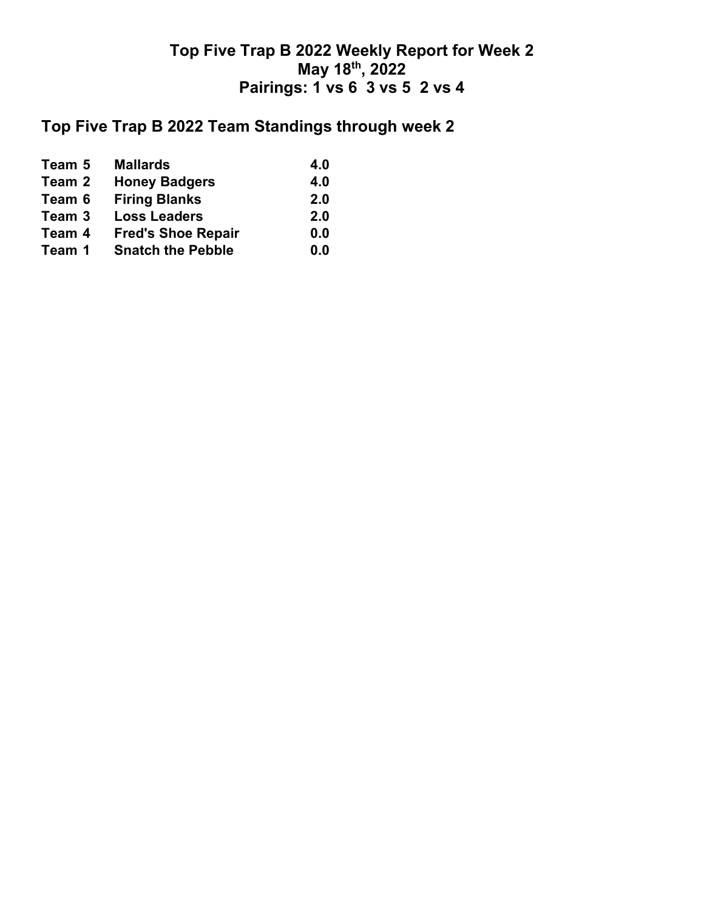# Top Five Trap B 2022 Weekly Report for Week 2
## May 18th, 2022
## Pairings: 1 vs 6  3 vs 5  2 vs 4

## Top Five Trap B 2022 Team Standings through week 2

| Team | Name | Points |
|---|---|---|
| Team 5 | Mallards | 4.0 |
| Team 2 | Honey Badgers | 4.0 |
| Team 6 | Firing Blanks | 2.0 |
| Team 3 | Loss Leaders | 2.0 |
| Team 4 | Fred's Shoe Repair | 0.0 |
| Team 1 | Snatch the Pebble | 0.0 |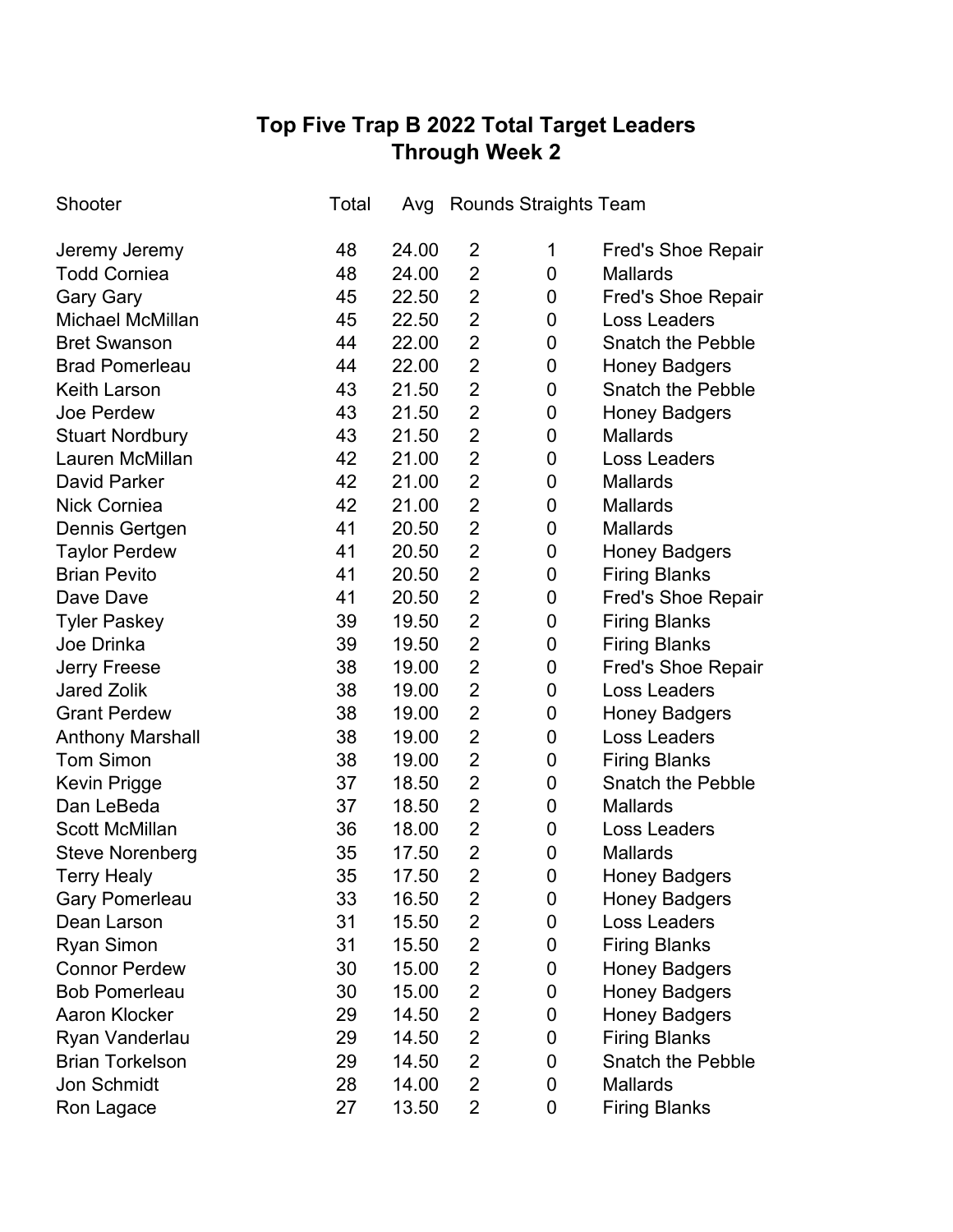# Top Five Trap B 2022 Total Target Leaders
## Through Week 2

| Shooter | Total | Avg | Rounds | Straights | Team |
|---|---|---|---|---|---|
| Jeremy Jeremy | 48 | 24.00 | 2 | 1 | Fred's Shoe Repair |
| Todd Corniea | 48 | 24.00 | 2 | 0 | Mallards |
| Gary Gary | 45 | 22.50 | 2 | 0 | Fred's Shoe Repair |
| Michael McMillan | 45 | 22.50 | 2 | 0 | Loss Leaders |
| Bret Swanson | 44 | 22.00 | 2 | 0 | Snatch the Pebble |
| Brad Pomerleau | 44 | 22.00 | 2 | 0 | Honey Badgers |
| Keith Larson | 43 | 21.50 | 2 | 0 | Snatch the Pebble |
| Joe Perdew | 43 | 21.50 | 2 | 0 | Honey Badgers |
| Stuart Nordbury | 43 | 21.50 | 2 | 0 | Mallards |
| Lauren McMillan | 42 | 21.00 | 2 | 0 | Loss Leaders |
| David Parker | 42 | 21.00 | 2 | 0 | Mallards |
| Nick Corniea | 42 | 21.00 | 2 | 0 | Mallards |
| Dennis Gertgen | 41 | 20.50 | 2 | 0 | Mallards |
| Taylor Perdew | 41 | 20.50 | 2 | 0 | Honey Badgers |
| Brian Pevito | 41 | 20.50 | 2 | 0 | Firing Blanks |
| Dave Dave | 41 | 20.50 | 2 | 0 | Fred's Shoe Repair |
| Tyler Paskey | 39 | 19.50 | 2 | 0 | Firing Blanks |
| Joe Drinka | 39 | 19.50 | 2 | 0 | Firing Blanks |
| Jerry Freese | 38 | 19.00 | 2 | 0 | Fred's Shoe Repair |
| Jared Zolik | 38 | 19.00 | 2 | 0 | Loss Leaders |
| Grant Perdew | 38 | 19.00 | 2 | 0 | Honey Badgers |
| Anthony Marshall | 38 | 19.00 | 2 | 0 | Loss Leaders |
| Tom Simon | 38 | 19.00 | 2 | 0 | Firing Blanks |
| Kevin Prigge | 37 | 18.50 | 2 | 0 | Snatch the Pebble |
| Dan LeBeda | 37 | 18.50 | 2 | 0 | Mallards |
| Scott McMillan | 36 | 18.00 | 2 | 0 | Loss Leaders |
| Steve Norenberg | 35 | 17.50 | 2 | 0 | Mallards |
| Terry Healy | 35 | 17.50 | 2 | 0 | Honey Badgers |
| Gary Pomerleau | 33 | 16.50 | 2 | 0 | Honey Badgers |
| Dean Larson | 31 | 15.50 | 2 | 0 | Loss Leaders |
| Ryan Simon | 31 | 15.50 | 2 | 0 | Firing Blanks |
| Connor Perdew | 30 | 15.00 | 2 | 0 | Honey Badgers |
| Bob Pomerleau | 30 | 15.00 | 2 | 0 | Honey Badgers |
| Aaron Klocker | 29 | 14.50 | 2 | 0 | Honey Badgers |
| Ryan Vanderlau | 29 | 14.50 | 2 | 0 | Firing Blanks |
| Brian Torkelson | 29 | 14.50 | 2 | 0 | Snatch the Pebble |
| Jon Schmidt | 28 | 14.00 | 2 | 0 | Mallards |
| Ron Lagace | 27 | 13.50 | 2 | 0 | Firing Blanks |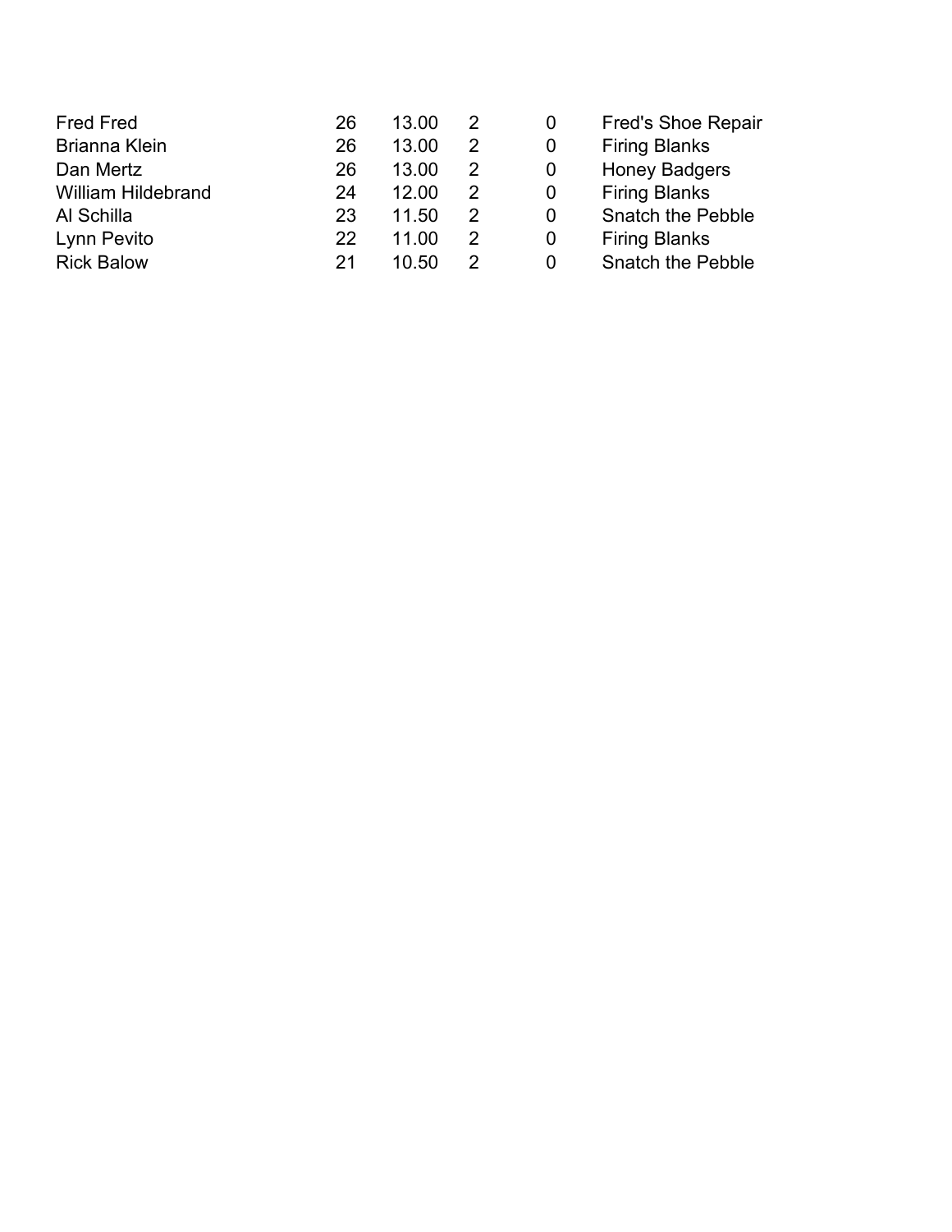| | | | | | |
|---|---|---|---|---|---|
| Fred Fred | 26 | 13.00 | 2 | 0 | Fred's Shoe Repair |
| Brianna Klein | 26 | 13.00 | 2 | 0 | Firing Blanks |
| Dan Mertz | 26 | 13.00 | 2 | 0 | Honey Badgers |
| William Hildebrand | 24 | 12.00 | 2 | 0 | Firing Blanks |
| Al Schilla | 23 | 11.50 | 2 | 0 | Snatch the Pebble |
| Lynn Pevito | 22 | 11.00 | 2 | 0 | Firing Blanks |
| Rick Balow | 21 | 10.50 | 2 | 0 | Snatch the Pebble |